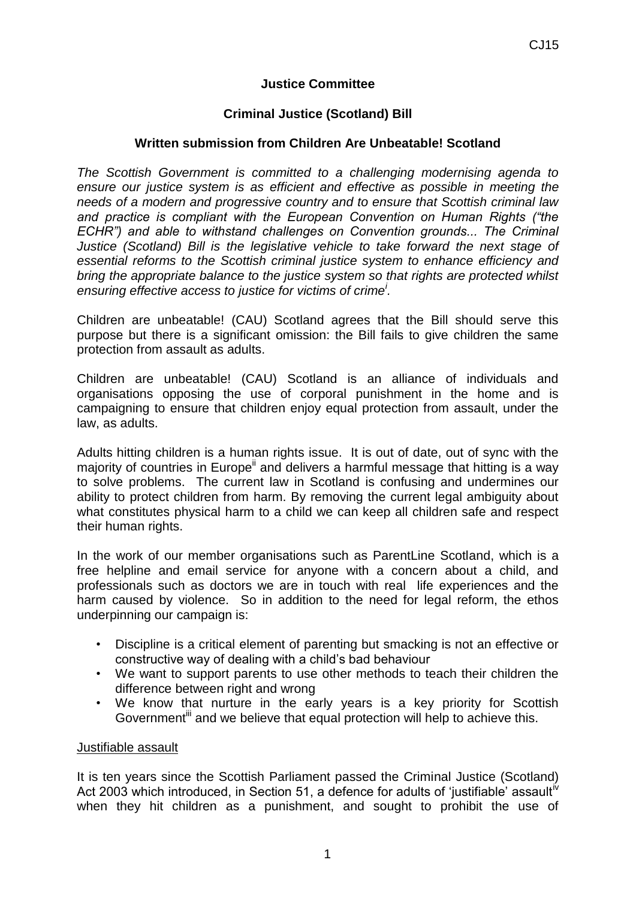**Justice Committee**

**Criminal Justice (Scotland) Bill**

**Written submission from Children Are Unbeatable! Scotland**

*The Scottish Government is committed to a challenging modernising agenda to ensure our justice system is as efficient and effective as possible in meeting the needs of a modern and progressive country and to ensure that Scottish criminal law and practice is compliant with the European Convention on Human Rights ("the ECHR") and able to withstand challenges on Convention grounds... The Criminal Justice (Scotland) Bill is the legislative vehicle to take forward the next stage of essential reforms to the Scottish criminal justice system to enhance efficiency and bring the appropriate balance to the justice system so that rights are protected whilst ensuring effective access to justice for victims of crime*[i]*.*

Children are unbeatable! (CAU) Scotland agrees that the Bill should serve this purpose but there is a significant omission: the Bill fails to give children the same protection from assault as adults.

Children are unbeatable! (CAU) Scotland is an alliance of individuals and organisations opposing the use of corporal punishment in the home and is campaigning to ensure that children enjoy equal protection from assault, under the law, as adults.

Adults hitting children is a human rights issue. It is out of date, out of sync with the majority of countries in Europe[ii] and delivers a harmful message that hitting is a way to solve problems. The current law in Scotland is confusing and undermines our ability to protect children from harm. By removing the current legal ambiguity about what constitutes physical harm to a child we can keep all children safe and respect their human rights.

In the work of our member organisations such as ParentLine Scotland, which is a free helpline and email service for anyone with a concern about a child, and professionals such as doctors we are in touch with real life experiences and the harm caused by violence. So in addition to the need for legal reform, the ethos underpinning our campaign is:

- Discipline is a critical element of parenting but smacking is not an effective or constructive way of dealing with a child's bad behaviour
- We want to support parents to use other methods to teach their children the difference between right and wrong
- We know that nurture in the early years is a key priority for Scottish Government[iii] and we believe that equal protection will help to achieve this.

Justifiable assault

It is ten years since the Scottish Parliament passed the Criminal Justice (Scotland) Act 2003 which introduced, in Section 51, a defence for adults of 'justifiable' assault[iv] when they hit children as a punishment, and sought to prohibit the use of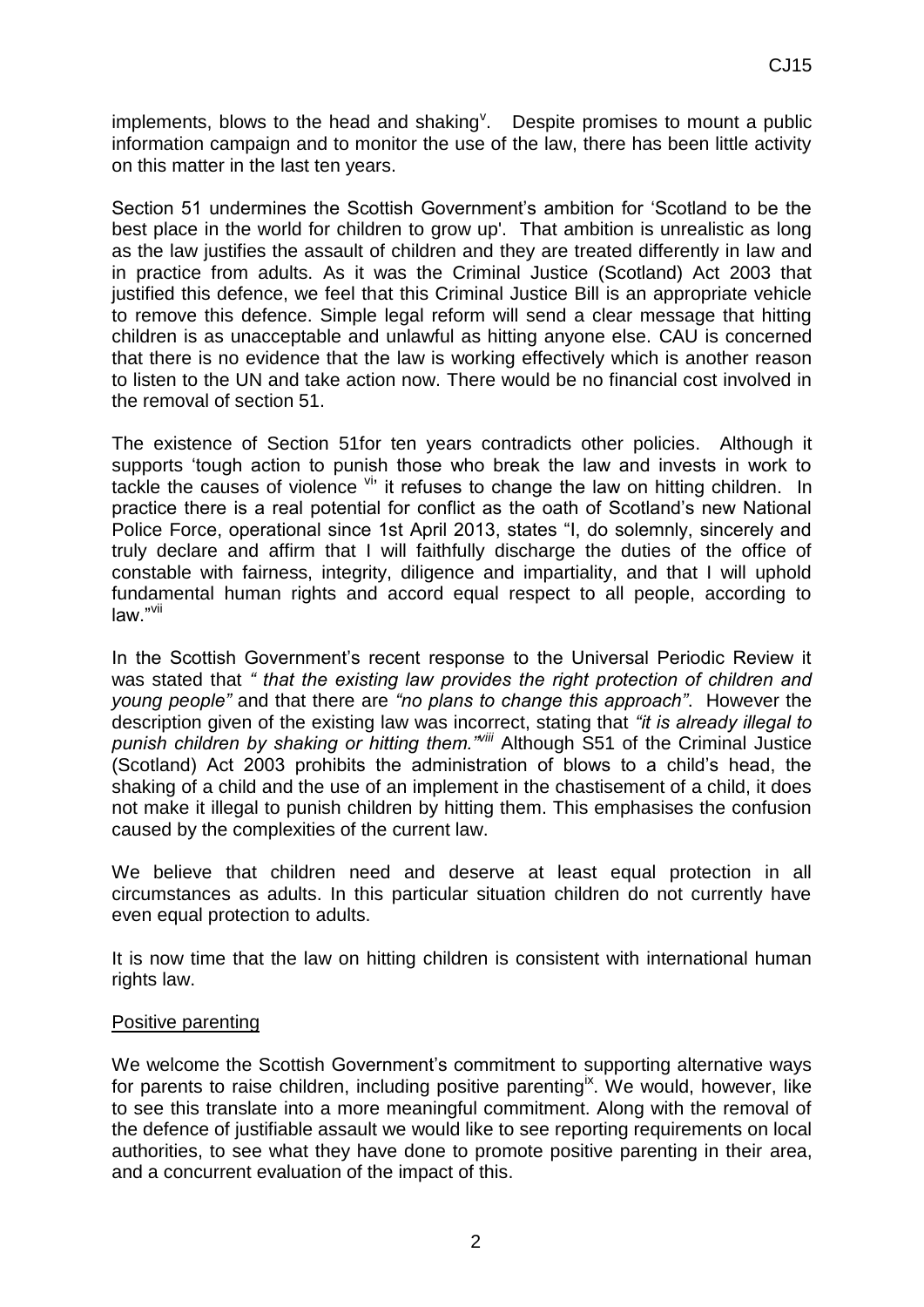implements, blows to the head and shaking[v]. Despite promises to mount a public information campaign and to monitor the use of the law, there has been little activity on this matter in the last ten years.

Section 51 undermines the Scottish Government's ambition for 'Scotland to be the best place in the world for children to grow up'. That ambition is unrealistic as long as the law justifies the assault of children and they are treated differently in law and in practice from adults. As it was the Criminal Justice (Scotland) Act 2003 that justified this defence, we feel that this Criminal Justice Bill is an appropriate vehicle to remove this defence. Simple legal reform will send a clear message that hitting children is as unacceptable and unlawful as hitting anyone else. CAU is concerned that there is no evidence that the law is working effectively which is another reason to listen to the UN and take action now. There would be no financial cost involved in the removal of section 51.

The existence of Section 51for ten years contradicts other policies. Although it supports 'tough action to punish those who break the law and invests in work to tackle the causes of violence [vi]' it refuses to change the law on hitting children. In practice there is a real potential for conflict as the oath of Scotland's new National Police Force, operational since 1st April 2013, states "I, do solemnly, sincerely and truly declare and affirm that I will faithfully discharge the duties of the office of constable with fairness, integrity, diligence and impartiality, and that I will uphold fundamental human rights and accord equal respect to all people, according to law."[vii]

In the Scottish Government's recent response to the Universal Periodic Review it was stated that *" that the existing law provides the right protection of children and young people"* and that there are *"no plans to change this approach"*. However the description given of the existing law was incorrect, stating that *"it is already illegal to punish children by shaking or hitting them."*[viii] Although S51 of the Criminal Justice (Scotland) Act 2003 prohibits the administration of blows to a child's head, the shaking of a child and the use of an implement in the chastisement of a child, it does not make it illegal to punish children by hitting them. This emphasises the confusion caused by the complexities of the current law.

We believe that children need and deserve at least equal protection in all circumstances as adults. In this particular situation children do not currently have even equal protection to adults.

It is now time that the law on hitting children is consistent with international human rights law.

## Positive parenting

We welcome the Scottish Government's commitment to supporting alternative ways for parents to raise children, including positive parenting[ix]. We would, however, like to see this translate into a more meaningful commitment. Along with the removal of the defence of justifiable assault we would like to see reporting requirements on local authorities, to see what they have done to promote positive parenting in their area, and a concurrent evaluation of the impact of this.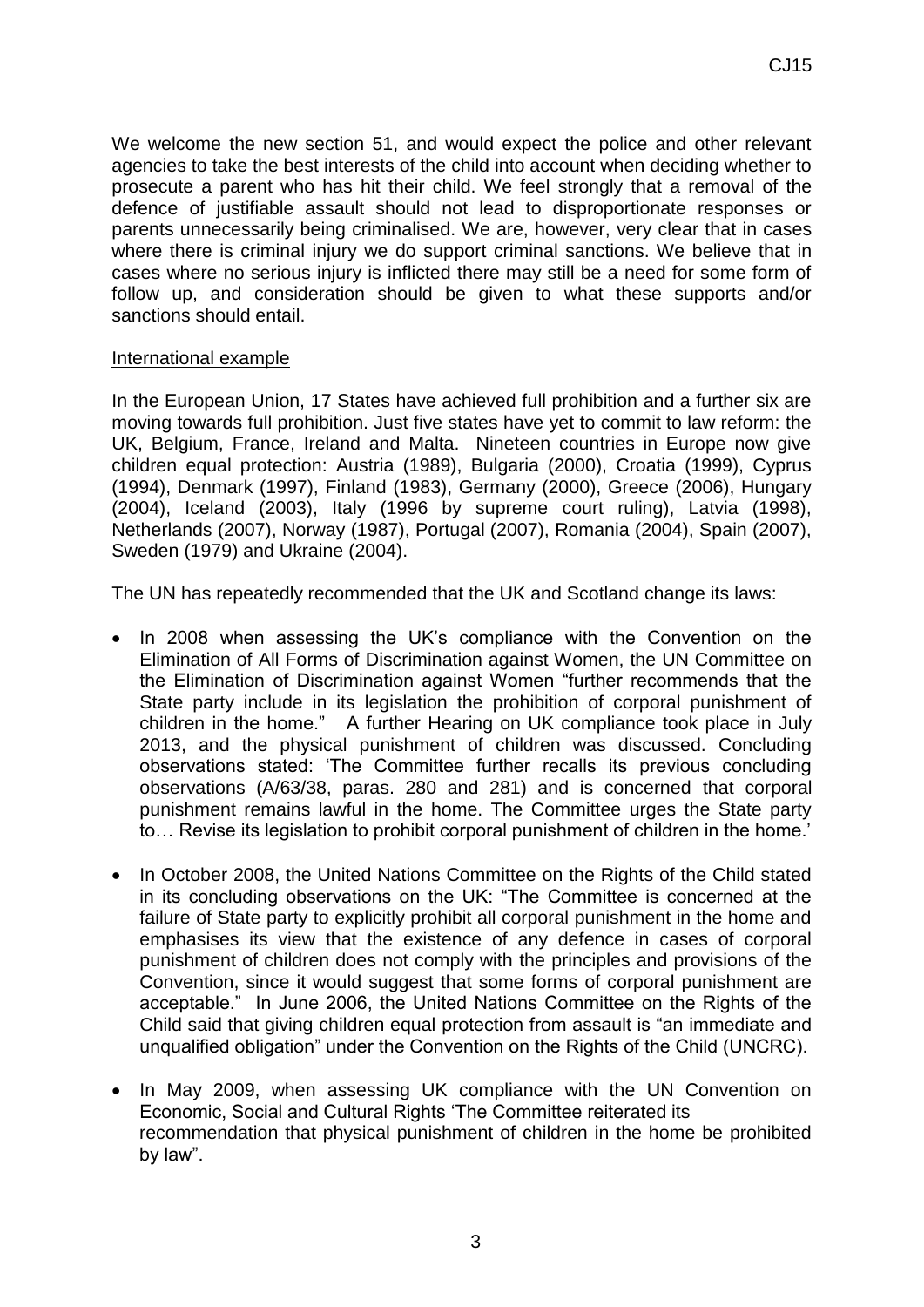We welcome the new section 51, and would expect the police and other relevant agencies to take the best interests of the child into account when deciding whether to prosecute a parent who has hit their child. We feel strongly that a removal of the defence of justifiable assault should not lead to disproportionate responses or parents unnecessarily being criminalised. We are, however, very clear that in cases where there is criminal injury we do support criminal sanctions. We believe that in cases where no serious injury is inflicted there may still be a need for some form of follow up, and consideration should be given to what these supports and/or sanctions should entail.

International example

In the European Union, 17 States have achieved full prohibition and a further six are moving towards full prohibition. Just five states have yet to commit to law reform: the UK, Belgium, France, Ireland and Malta. Nineteen countries in Europe now give children equal protection: Austria (1989), Bulgaria (2000), Croatia (1999), Cyprus (1994), Denmark (1997), Finland (1983), Germany (2000), Greece (2006), Hungary (2004), Iceland (2003), Italy (1996 by supreme court ruling), Latvia (1998), Netherlands (2007), Norway (1987), Portugal (2007), Romania (2004), Spain (2007), Sweden (1979) and Ukraine (2004).

The UN has repeatedly recommended that the UK and Scotland change its laws:

- In 2008 when assessing the UK's compliance with the Convention on the Elimination of All Forms of Discrimination against Women, the UN Committee on the Elimination of Discrimination against Women "further recommends that the State party include in its legislation the prohibition of corporal punishment of children in the home." A further Hearing on UK compliance took place in July 2013, and the physical punishment of children was discussed. Concluding observations stated: 'The Committee further recalls its previous concluding observations (A/63/38, paras. 280 and 281) and is concerned that corporal punishment remains lawful in the home. The Committee urges the State party to… Revise its legislation to prohibit corporal punishment of children in the home.'
- In October 2008, the United Nations Committee on the Rights of the Child stated in its concluding observations on the UK: "The Committee is concerned at the failure of State party to explicitly prohibit all corporal punishment in the home and emphasises its view that the existence of any defence in cases of corporal punishment of children does not comply with the principles and provisions of the Convention, since it would suggest that some forms of corporal punishment are acceptable." In June 2006, the United Nations Committee on the Rights of the Child said that giving children equal protection from assault is "an immediate and unqualified obligation" under the Convention on the Rights of the Child (UNCRC).
- In May 2009, when assessing UK compliance with the UN Convention on Economic, Social and Cultural Rights 'The Committee reiterated its recommendation that physical punishment of children in the home be prohibited by law".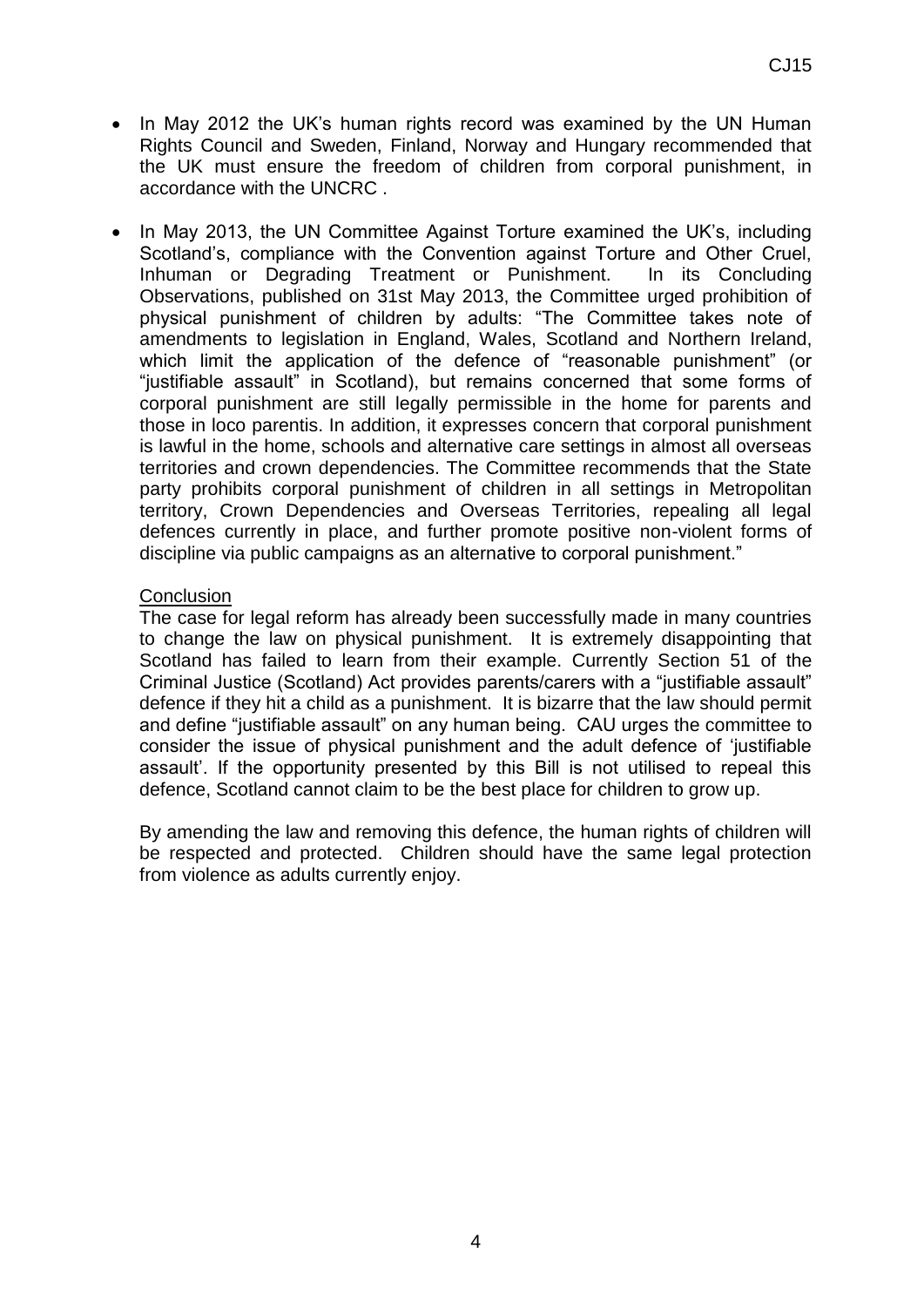- In May 2012 the UK's human rights record was examined by the UN Human Rights Council and Sweden, Finland, Norway and Hungary recommended that the UK must ensure the freedom of children from corporal punishment, in accordance with the UNCRC .

- In May 2013, the UN Committee Against Torture examined the UK's, including Scotland's, compliance with the Convention against Torture and Other Cruel, Inhuman or Degrading Treatment or Punishment. In its Concluding Observations, published on 31st May 2013, the Committee urged prohibition of physical punishment of children by adults: "The Committee takes note of amendments to legislation in England, Wales, Scotland and Northern Ireland, which limit the application of the defence of "reasonable punishment" (or "justifiable assault" in Scotland), but remains concerned that some forms of corporal punishment are still legally permissible in the home for parents and those in loco parentis. In addition, it expresses concern that corporal punishment is lawful in the home, schools and alternative care settings in almost all overseas territories and crown dependencies. The Committee recommends that the State party prohibits corporal punishment of children in all settings in Metropolitan territory, Crown Dependencies and Overseas Territories, repealing all legal defences currently in place, and further promote positive non-violent forms of discipline via public campaigns as an alternative to corporal punishment."

## Conclusion

The case for legal reform has already been successfully made in many countries to change the law on physical punishment. It is extremely disappointing that Scotland has failed to learn from their example. Currently Section 51 of the Criminal Justice (Scotland) Act provides parents/carers with a "justifiable assault" defence if they hit a child as a punishment. It is bizarre that the law should permit and define "justifiable assault" on any human being. CAU urges the committee to consider the issue of physical punishment and the adult defence of 'justifiable assault'. If the opportunity presented by this Bill is not utilised to repeal this defence, Scotland cannot claim to be the best place for children to grow up.

By amending the law and removing this defence, the human rights of children will be respected and protected. Children should have the same legal protection from violence as adults currently enjoy.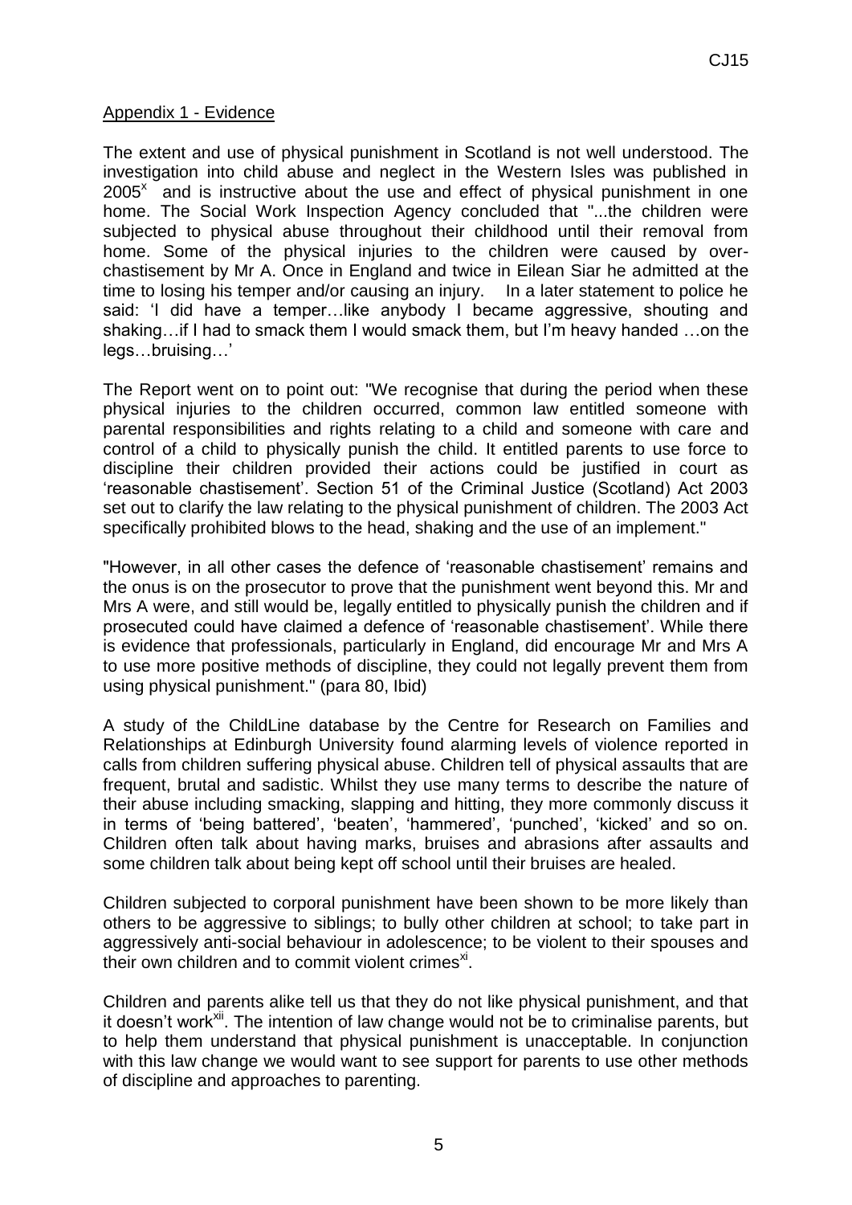Appendix 1 - Evidence

The extent and use of physical punishment in Scotland is not well understood. The investigation into child abuse and neglect in the Western Isles was published in 2005[x] and is instructive about the use and effect of physical punishment in one home. The Social Work Inspection Agency concluded that "...the children were subjected to physical abuse throughout their childhood until their removal from home. Some of the physical injuries to the children were caused by over-chastisement by Mr A. Once in England and twice in Eilean Siar he admitted at the time to losing his temper and/or causing an injury. In a later statement to police he said: 'I did have a temper…like anybody I became aggressive, shouting and shaking…if I had to smack them I would smack them, but I'm heavy handed …on the legs…bruising…'

The Report went on to point out: "We recognise that during the period when these physical injuries to the children occurred, common law entitled someone with parental responsibilities and rights relating to a child and someone with care and control of a child to physically punish the child. It entitled parents to use force to discipline their children provided their actions could be justified in court as 'reasonable chastisement'. Section 51 of the Criminal Justice (Scotland) Act 2003 set out to clarify the law relating to the physical punishment of children. The 2003 Act specifically prohibited blows to the head, shaking and the use of an implement."

"However, in all other cases the defence of 'reasonable chastisement' remains and the onus is on the prosecutor to prove that the punishment went beyond this. Mr and Mrs A were, and still would be, legally entitled to physically punish the children and if prosecuted could have claimed a defence of 'reasonable chastisement'. While there is evidence that professionals, particularly in England, did encourage Mr and Mrs A to use more positive methods of discipline, they could not legally prevent them from using physical punishment." (para 80, Ibid)

A study of the ChildLine database by the Centre for Research on Families and Relationships at Edinburgh University found alarming levels of violence reported in calls from children suffering physical abuse. Children tell of physical assaults that are frequent, brutal and sadistic. Whilst they use many terms to describe the nature of their abuse including smacking, slapping and hitting, they more commonly discuss it in terms of 'being battered', 'beaten', 'hammered', 'punched', 'kicked' and so on. Children often talk about having marks, bruises and abrasions after assaults and some children talk about being kept off school until their bruises are healed.

Children subjected to corporal punishment have been shown to be more likely than others to be aggressive to siblings; to bully other children at school; to take part in aggressively anti-social behaviour in adolescence; to be violent to their spouses and their own children and to commit violent crimes[xi].

Children and parents alike tell us that they do not like physical punishment, and that it doesn't work[xii]. The intention of law change would not be to criminalise parents, but to help them understand that physical punishment is unacceptable. In conjunction with this law change we would want to see support for parents to use other methods of discipline and approaches to parenting.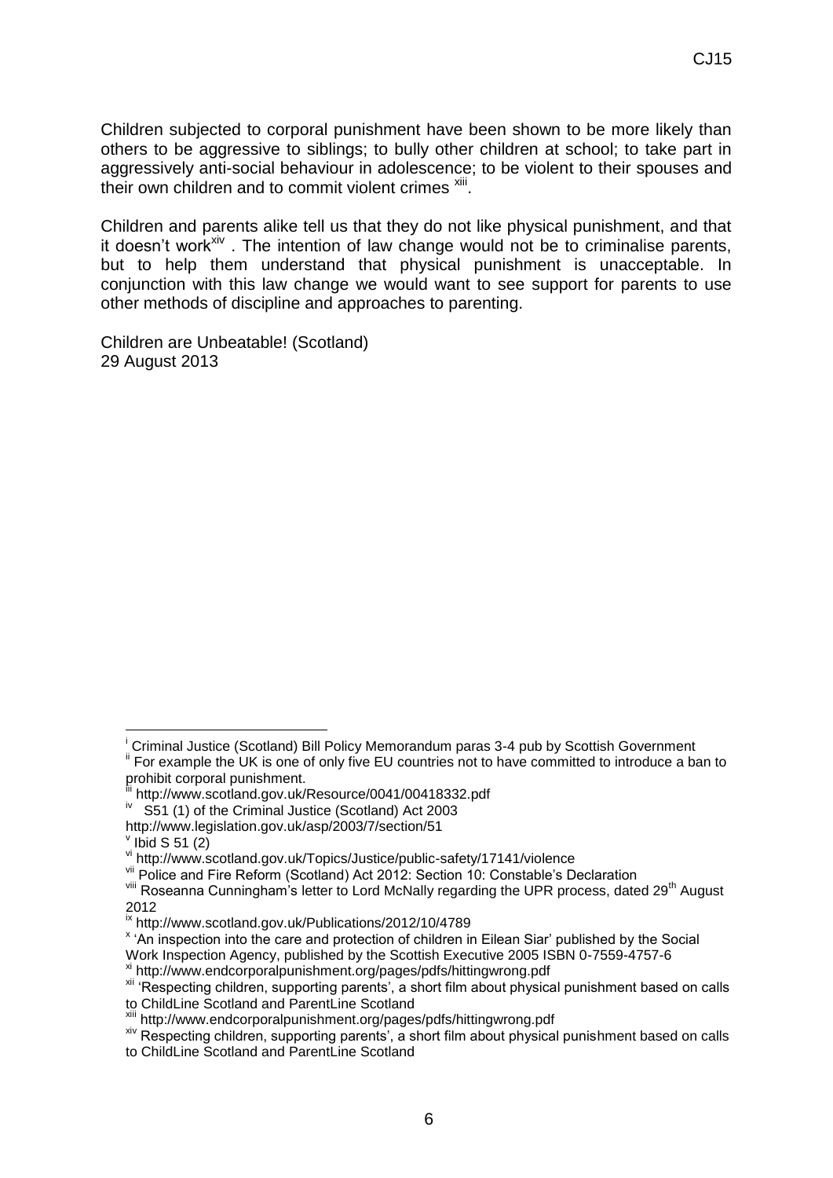Children subjected to corporal punishment have been shown to be more likely than others to be aggressive to siblings; to bully other children at school; to take part in aggressively anti-social behaviour in adolescence; to be violent to their spouses and their own children and to commit violent crimes [xiii].

Children and parents alike tell us that they do not like physical punishment, and that it doesn't work[xiv] . The intention of law change would not be to criminalise parents, but to help them understand that physical punishment is unacceptable. In conjunction with this law change we would want to see support for parents to use other methods of discipline and approaches to parenting.

Children are Unbeatable! (Scotland)
29 August 2013

---

[i] Criminal Justice (Scotland) Bill Policy Memorandum paras 3-4 pub by Scottish Government

[ii] For example the UK is one of only five EU countries not to have committed to introduce a ban to prohibit corporal punishment.

[iii] http://www.scotland.gov.uk/Resource/0041/00418332.pdf

[iv] S51 (1) of the Criminal Justice (Scotland) Act 2003 http://www.legislation.gov.uk/asp/2003/7/section/51

[v] Ibid S 51 (2)

[vi] http://www.scotland.gov.uk/Topics/Justice/public-safety/17141/violence

[vii] Police and Fire Reform (Scotland) Act 2012: Section 10: Constable's Declaration

[viii] Roseanna Cunningham's letter to Lord McNally regarding the UPR process, dated 29th August 2012

[ix] http://www.scotland.gov.uk/Publications/2012/10/4789

[x] 'An inspection into the care and protection of children in Eilean Siar' published by the Social Work Inspection Agency, published by the Scottish Executive 2005 ISBN 0-7559-4757-6

[xi] http://www.endcorporalpunishment.org/pages/pdfs/hittingwrong.pdf

[xii] 'Respecting children, supporting parents', a short film about physical punishment based on calls to ChildLine Scotland and ParentLine Scotland

[xiii] http://www.endcorporalpunishment.org/pages/pdfs/hittingwrong.pdf

[xiv] Respecting children, supporting parents', a short film about physical punishment based on calls to ChildLine Scotland and ParentLine Scotland